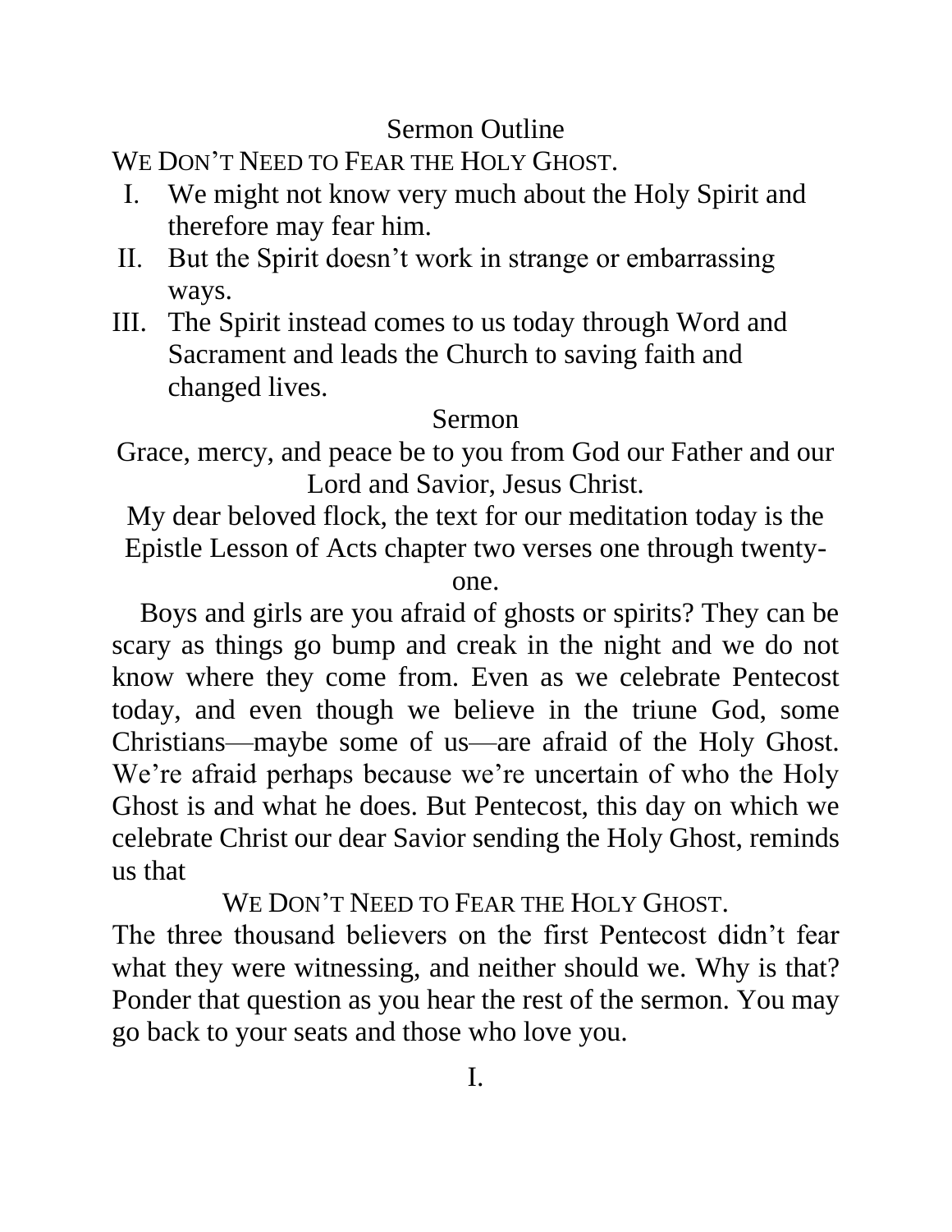## Sermon Outline

WE DON'T NEED TO FEAR THE HOLY GHOST.

I. We might not know very much about the Holy Spirit and therefore may fear him.

II. But the Spirit doesn't work in strange or embarrassing ways.

III. The Spirit instead comes to us today through Word and Sacrament and leads the Church to saving faith and changed lives.

## Sermon

Grace, mercy, and peace be to you from God our Father and our Lord and Savior, Jesus Christ.

My dear beloved flock, the text for our meditation today is the Epistle Lesson of Acts chapter two verses one through twenty-one.

Boys and girls are you afraid of ghosts or spirits? They can be scary as things go bump and creak in the night and we do not know where they come from. Even as we celebrate Pentecost today, and even though we believe in the triune God, some Christians—maybe some of us—are afraid of the Holy Ghost. We're afraid perhaps because we're uncertain of who the Holy Ghost is and what he does. But Pentecost, this day on which we celebrate Christ our dear Savior sending the Holy Ghost, reminds us that

WE DON'T NEED TO FEAR THE HOLY GHOST.

The three thousand believers on the first Pentecost didn't fear what they were witnessing, and neither should we. Why is that? Ponder that question as you hear the rest of the sermon. You may go back to your seats and those who love you.

I.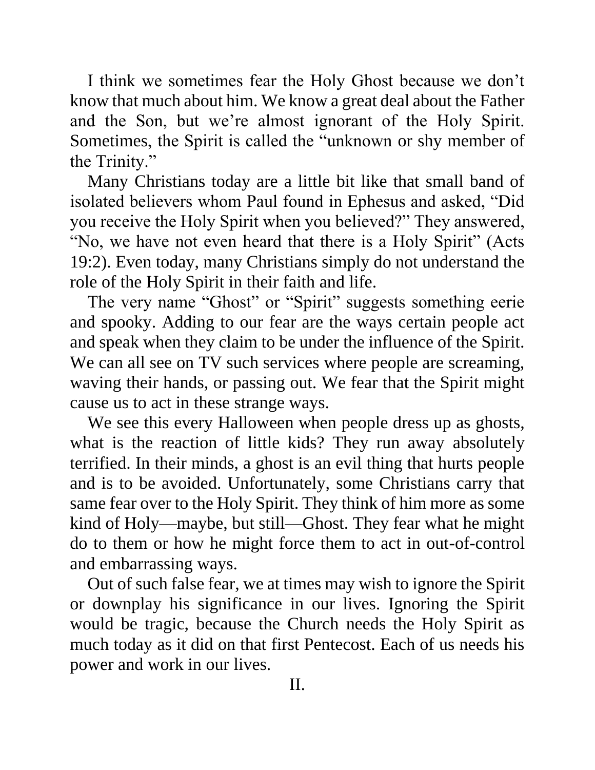I think we sometimes fear the Holy Ghost because we don't know that much about him. We know a great deal about the Father and the Son, but we're almost ignorant of the Holy Spirit. Sometimes, the Spirit is called the "unknown or shy member of the Trinity."

Many Christians today are a little bit like that small band of isolated believers whom Paul found in Ephesus and asked, "Did you receive the Holy Spirit when you believed?" They answered, "No, we have not even heard that there is a Holy Spirit" (Acts 19:2). Even today, many Christians simply do not understand the role of the Holy Spirit in their faith and life.

The very name "Ghost" or "Spirit" suggests something eerie and spooky. Adding to our fear are the ways certain people act and speak when they claim to be under the influence of the Spirit. We can all see on TV such services where people are screaming, waving their hands, or passing out. We fear that the Spirit might cause us to act in these strange ways.

We see this every Halloween when people dress up as ghosts, what is the reaction of little kids? They run away absolutely terrified. In their minds, a ghost is an evil thing that hurts people and is to be avoided. Unfortunately, some Christians carry that same fear over to the Holy Spirit. They think of him more as some kind of Holy—maybe, but still—Ghost. They fear what he might do to them or how he might force them to act in out-of-control and embarrassing ways.

Out of such false fear, we at times may wish to ignore the Spirit or downplay his significance in our lives. Ignoring the Spirit would be tragic, because the Church needs the Holy Spirit as much today as it did on that first Pentecost. Each of us needs his power and work in our lives.

II.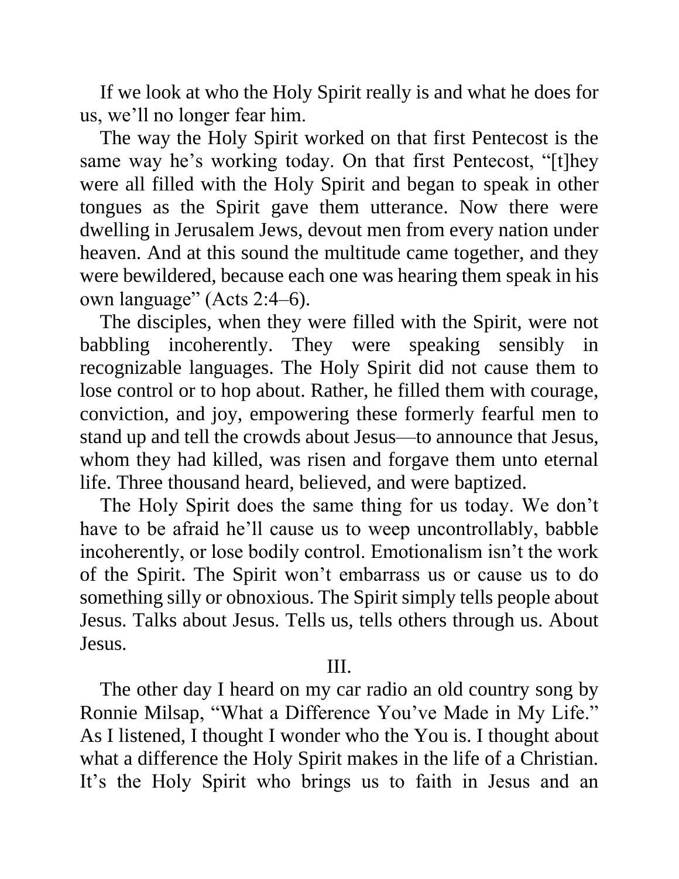If we look at who the Holy Spirit really is and what he does for us, we'll no longer fear him.

The way the Holy Spirit worked on that first Pentecost is the same way he's working today. On that first Pentecost, "[t]hey were all filled with the Holy Spirit and began to speak in other tongues as the Spirit gave them utterance. Now there were dwelling in Jerusalem Jews, devout men from every nation under heaven. And at this sound the multitude came together, and they were bewildered, because each one was hearing them speak in his own language" (Acts 2:4–6).

The disciples, when they were filled with the Spirit, were not babbling incoherently. They were speaking sensibly in recognizable languages. The Holy Spirit did not cause them to lose control or to hop about. Rather, he filled them with courage, conviction, and joy, empowering these formerly fearful men to stand up and tell the crowds about Jesus—to announce that Jesus, whom they had killed, was risen and forgave them unto eternal life. Three thousand heard, believed, and were baptized.

The Holy Spirit does the same thing for us today. We don't have to be afraid he'll cause us to weep uncontrollably, babble incoherently, or lose bodily control. Emotionalism isn't the work of the Spirit. The Spirit won't embarrass us or cause us to do something silly or obnoxious. The Spirit simply tells people about Jesus. Talks about Jesus. Tells us, tells others through us. About Jesus.

## III.

The other day I heard on my car radio an old country song by Ronnie Milsap, "What a Difference You've Made in My Life." As I listened, I thought I wonder who the You is. I thought about what a difference the Holy Spirit makes in the life of a Christian. It's the Holy Spirit who brings us to faith in Jesus and an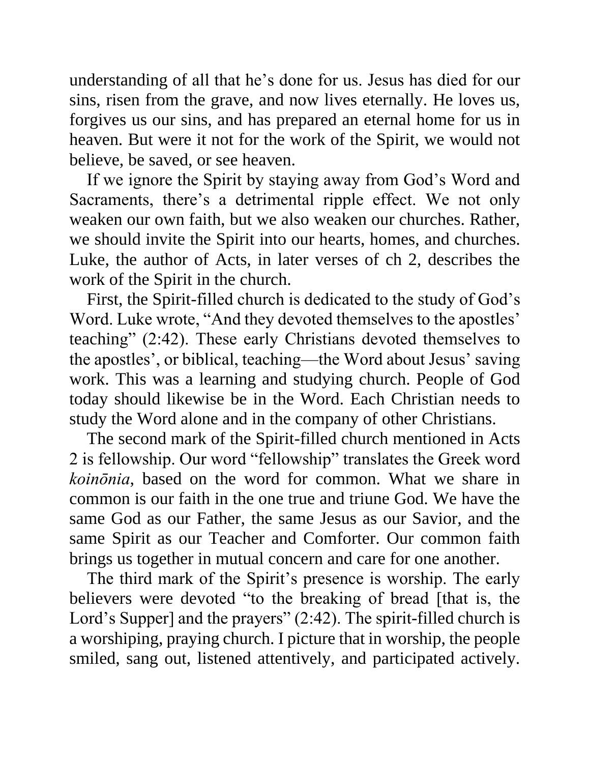understanding of all that he's done for us. Jesus has died for our sins, risen from the grave, and now lives eternally. He loves us, forgives us our sins, and has prepared an eternal home for us in heaven. But were it not for the work of the Spirit, we would not believe, be saved, or see heaven.

If we ignore the Spirit by staying away from God's Word and Sacraments, there's a detrimental ripple effect. We not only weaken our own faith, but we also weaken our churches. Rather, we should invite the Spirit into our hearts, homes, and churches. Luke, the author of Acts, in later verses of ch 2, describes the work of the Spirit in the church.

First, the Spirit-filled church is dedicated to the study of God's Word. Luke wrote, "And they devoted themselves to the apostles' teaching" (2:42). These early Christians devoted themselves to the apostles', or biblical, teaching—the Word about Jesus' saving work. This was a learning and studying church. People of God today should likewise be in the Word. Each Christian needs to study the Word alone and in the company of other Christians.

The second mark of the Spirit-filled church mentioned in Acts 2 is fellowship. Our word "fellowship" translates the Greek word *koinōnia,* based on the word for common. What we share in common is our faith in the one true and triune God. We have the same God as our Father, the same Jesus as our Savior, and the same Spirit as our Teacher and Comforter. Our common faith brings us together in mutual concern and care for one another.

The third mark of the Spirit's presence is worship. The early believers were devoted "to the breaking of bread [that is, the Lord's Supper] and the prayers" (2:42). The spirit-filled church is a worshiping, praying church. I picture that in worship, the people smiled, sang out, listened attentively, and participated actively.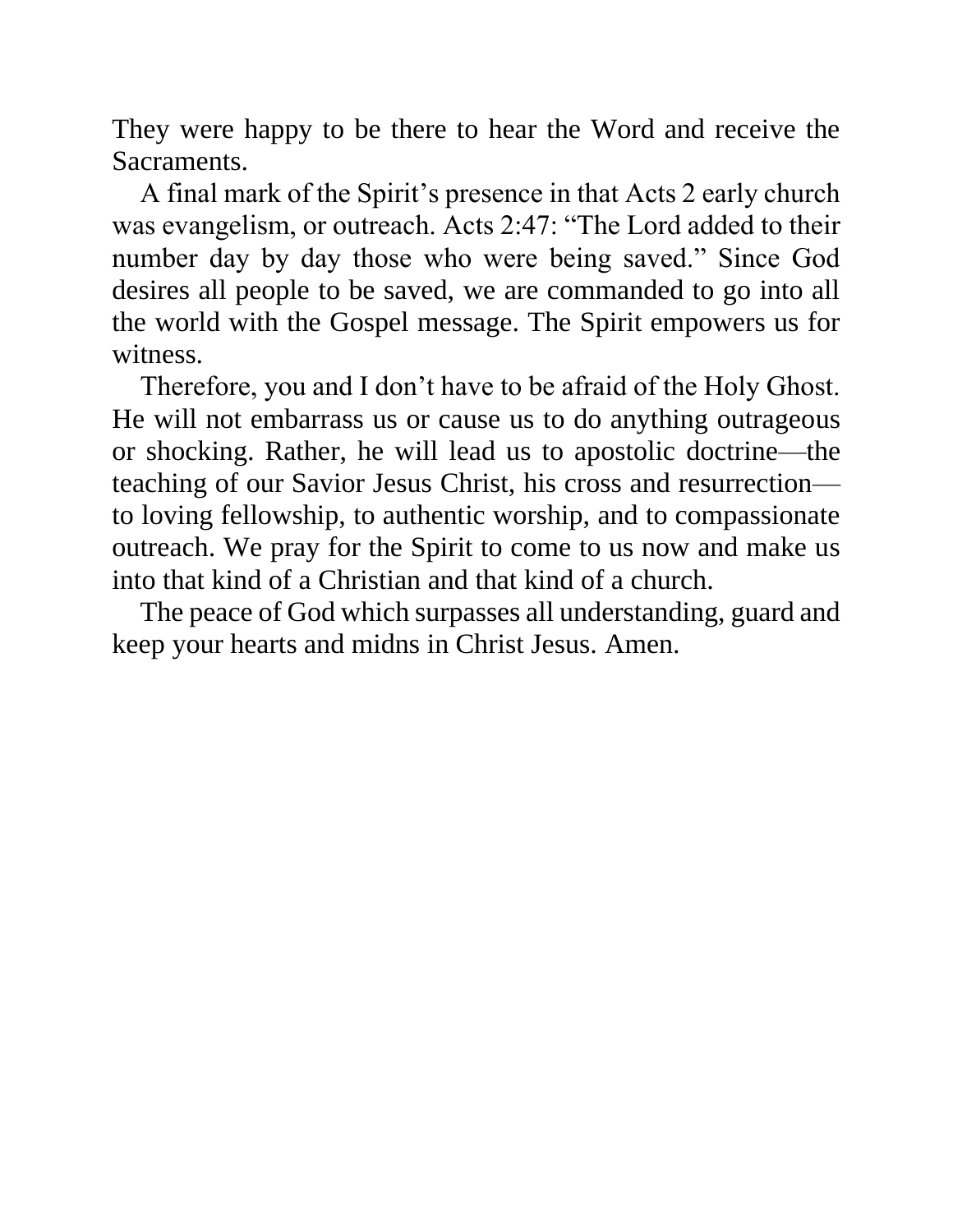They were happy to be there to hear the Word and receive the Sacraments.

A final mark of the Spirit's presence in that Acts 2 early church was evangelism, or outreach. Acts 2:47: "The Lord added to their number day by day those who were being saved." Since God desires all people to be saved, we are commanded to go into all the world with the Gospel message. The Spirit empowers us for witness.

Therefore, you and I don't have to be afraid of the Holy Ghost. He will not embarrass us or cause us to do anything outrageous or shocking. Rather, he will lead us to apostolic doctrine—the teaching of our Savior Jesus Christ, his cross and resurrection—to loving fellowship, to authentic worship, and to compassionate outreach. We pray for the Spirit to come to us now and make us into that kind of a Christian and that kind of a church.

The peace of God which surpasses all understanding, guard and keep your hearts and midns in Christ Jesus. Amen.